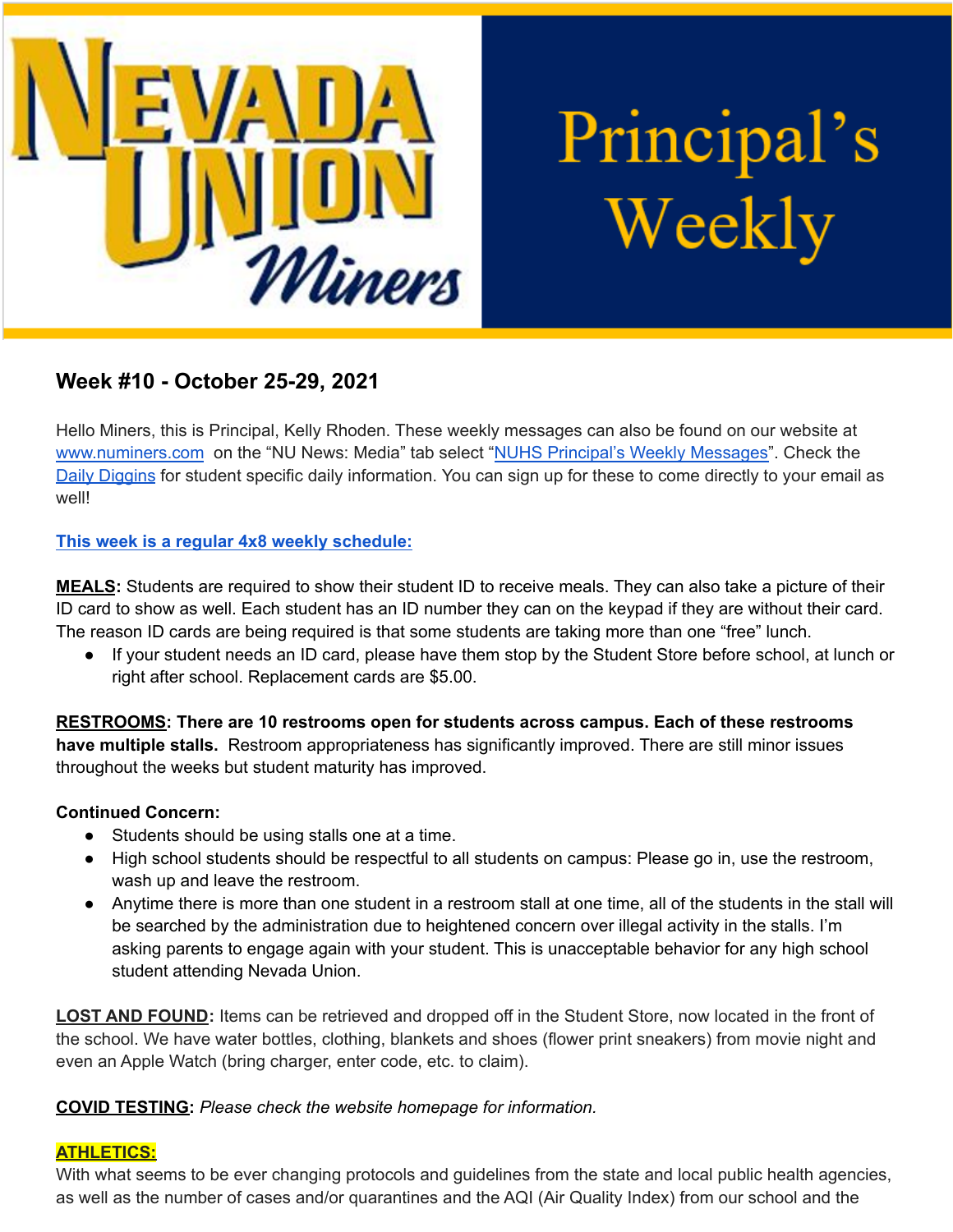# Nevada Union Miners — Principal's Weekly

## Week #10 - October 25-29, 2021

Hello Miners, this is Principal, Kelly Rhoden. These weekly messages can also be found on our website at www.numiners.com on the "NU News: Media" tab select "NUHS Principal's Weekly Messages". Check the Daily Diggins for student specific daily information. You can sign up for these to come directly to your email as well!

**This week is a regular 4x8 weekly schedule:**

**MEALS:** Students are required to show their student ID to receive meals. They can also take a picture of their ID card to show as well. Each student has an ID number they can on the keypad if they are without their card. The reason ID cards are being required is that some students are taking more than one "free" lunch.

- If your student needs an ID card, please have them stop by the Student Store before school, at lunch or right after school. Replacement cards are $5.00.

**RESTROOMS: There are 10 restrooms open for students across campus. Each of these restrooms have multiple stalls.** Restroom appropriateness has significantly improved. There are still minor issues throughout the weeks but student maturity has improved.

**Continued Concern:**

- Students should be using stalls one at a time.
- High school students should be respectful to all students on campus: Please go in, use the restroom, wash up and leave the restroom.
- Anytime there is more than one student in a restroom stall at one time, all of the students in the stall will be searched by the administration due to heightened concern over illegal activity in the stalls. I'm asking parents to engage again with your student. This is unacceptable behavior for any high school student attending Nevada Union.

**LOST AND FOUND:** Items can be retrieved and dropped off in the Student Store, now located in the front of the school. We have water bottles, clothing, blankets and shoes (flower print sneakers) from movie night and even an Apple Watch (bring charger, enter code, etc. to claim).

**COVID TESTING:** *Please check the website homepage for information.*

**ATHLETICS:**

With what seems to be ever changing protocols and guidelines from the state and local public health agencies, as well as the number of cases and/or quarantines and the AQI (Air Quality Index) from our school and the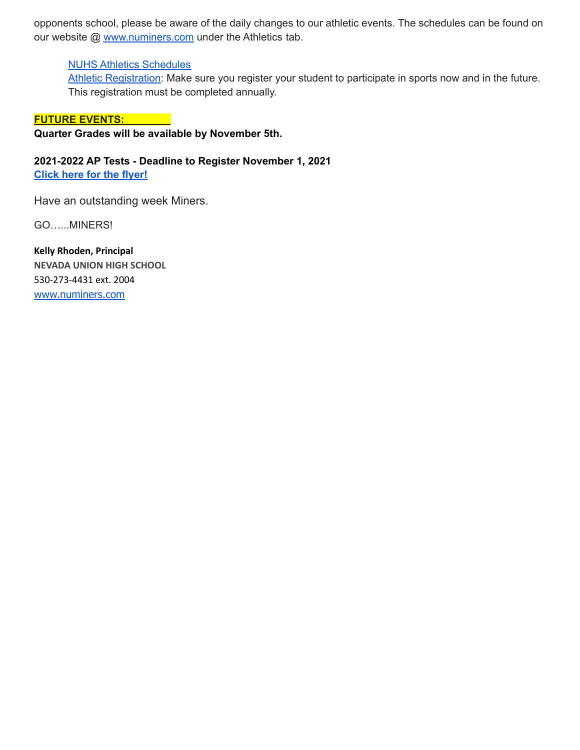opponents school, please be aware of the daily changes to our athletic events. The schedules can be found on our website @ www.numiners.com under the Athletics tab.

> NUHS Athletics Schedules
> Athletic Registration: Make sure you register your student to participate in sports now and in the future. This registration must be completed annually.

**FUTURE EVENTS:**

**Quarter Grades will be available by November 5th.**

**2021-2022 AP Tests - Deadline to Register November 1, 2021**
**Click here for the flyer!**

Have an outstanding week Miners.

GO…...MINERS!

**Kelly Rhoden, Principal**
**NEVADA UNION HIGH SCHOOL**
530-273-4431 ext. 2004
www.numiners.com